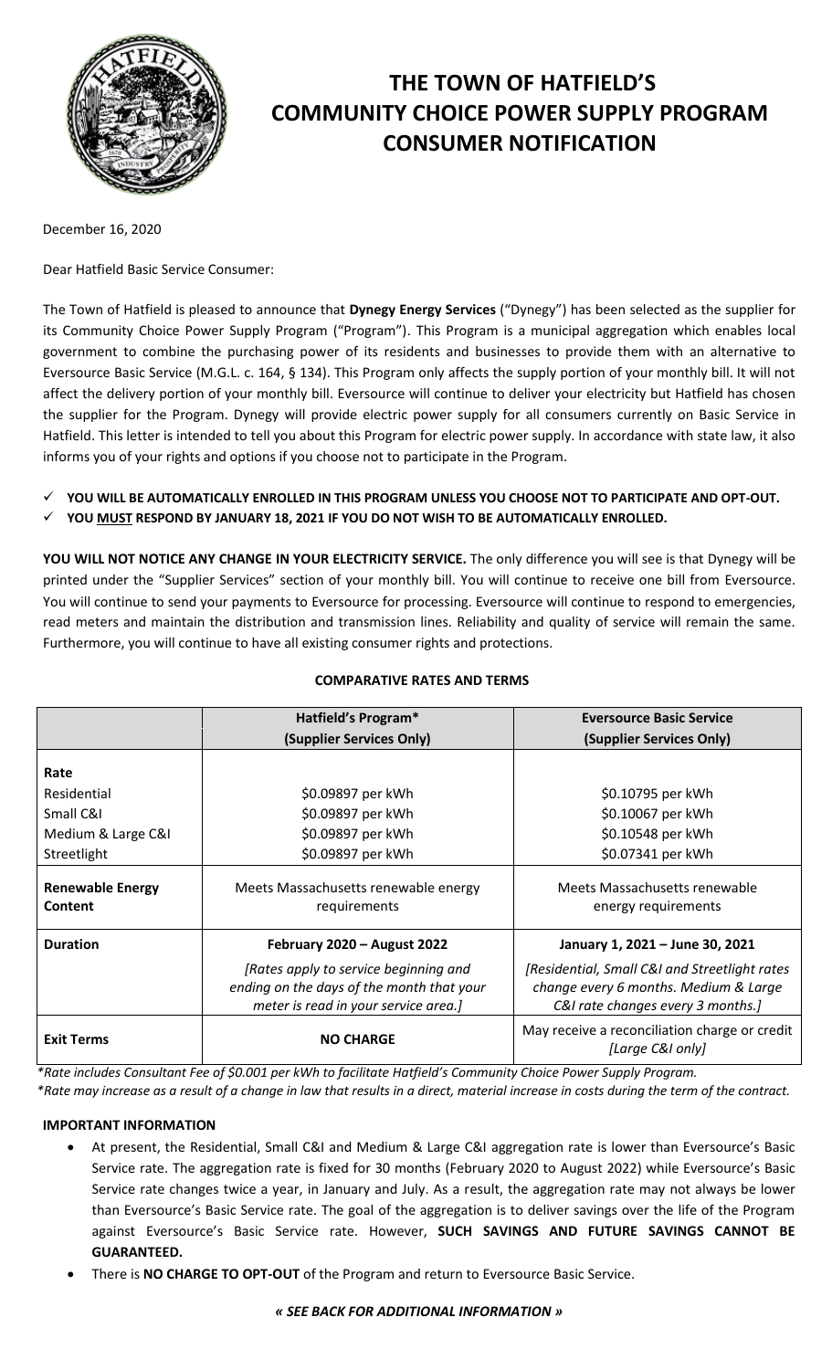# THE TOWN OF HATFIELD'S COMMUNITY CHOICE POWER SUPPLY PROGRAM CONSUMER NOTIFICATION

December 16, 2020

Dear Hatfield Basic Service Consumer:

The Town of Hatfield is pleased to announce that **Dynegy Energy Services** ("Dynegy") has been selected as the supplier for its Community Choice Power Supply Program ("Program"). This Program is a municipal aggregation which enables local government to combine the purchasing power of its residents and businesses to provide them with an alternative to Eversource Basic Service (M.G.L. c. 164, § 134). This Program only affects the supply portion of your monthly bill. It will not affect the delivery portion of your monthly bill. Eversource will continue to deliver your electricity but Hatfield has chosen the supplier for the Program. Dynegy will provide electric power supply for all consumers currently on Basic Service in Hatfield. This letter is intended to tell you about this Program for electric power supply. In accordance with state law, it also informs you of your rights and options if you choose not to participate in the Program.

- ✓ **YOU WILL BE AUTOMATICALLY ENROLLED IN THIS PROGRAM UNLESS YOU CHOOSE NOT TO PARTICIPATE AND OPT-OUT.**
- ✓ **YOU MUST RESPOND BY JANUARY 18, 2021 IF YOU DO NOT WISH TO BE AUTOMATICALLY ENROLLED.**

**YOU WILL NOT NOTICE ANY CHANGE IN YOUR ELECTRICITY SERVICE.** The only difference you will see is that Dynegy will be printed under the "Supplier Services" section of your monthly bill. You will continue to receive one bill from Eversource. You will continue to send your payments to Eversource for processing. Eversource will continue to respond to emergencies, read meters and maintain the distribution and transmission lines. Reliability and quality of service will remain the same. Furthermore, you will continue to have all existing consumer rights and protections.

**COMPARATIVE RATES AND TERMS**

| | **Hatfield's Program*** **(Supplier Services Only)** | **Eversource Basic Service (Supplier Services Only)** |
|---|---|---|
| **Rate** | | |
| Residential | $0.09897 per kWh | $0.10795 per kWh |
| Small C&I | $0.09897 per kWh | $0.10067 per kWh |
| Medium & Large C&I | $0.09897 per kWh | $0.10548 per kWh |
| Streetlight | $0.09897 per kWh | $0.07341 per kWh |
| **Renewable Energy Content** | Meets Massachusetts renewable energy requirements | Meets Massachusetts renewable energy requirements |
| **Duration** | **February 2020 – August 2022** *[Rates apply to service beginning and ending on the days of the month that your meter is read in your service area.]* | **January 1, 2021 – June 30, 2021** *[Residential, Small C&I and Streetlight rates change every 6 months. Medium & Large C&I rate changes every 3 months.]* |
| **Exit Terms** | **NO CHARGE** | May receive a reconciliation charge or credit *[Large C&I only]* |

*\*Rate includes Consultant Fee of $0.001 per kWh to facilitate Hatfield's Community Choice Power Supply Program.*
*\*Rate may increase as a result of a change in law that results in a direct, material increase in costs during the term of the contract.*

**IMPORTANT INFORMATION**

- At present, the Residential, Small C&I and Medium & Large C&I aggregation rate is lower than Eversource's Basic Service rate. The aggregation rate is fixed for 30 months (February 2020 to August 2022) while Eversource's Basic Service rate changes twice a year, in January and July. As a result, the aggregation rate may not always be lower than Eversource's Basic Service rate. The goal of the aggregation is to deliver savings over the life of the Program against Eversource's Basic Service rate. However, **SUCH SAVINGS AND FUTURE SAVINGS CANNOT BE GUARANTEED.**
- There is **NO CHARGE TO OPT-OUT** of the Program and return to Eversource Basic Service.

***« SEE BACK FOR ADDITIONAL INFORMATION »***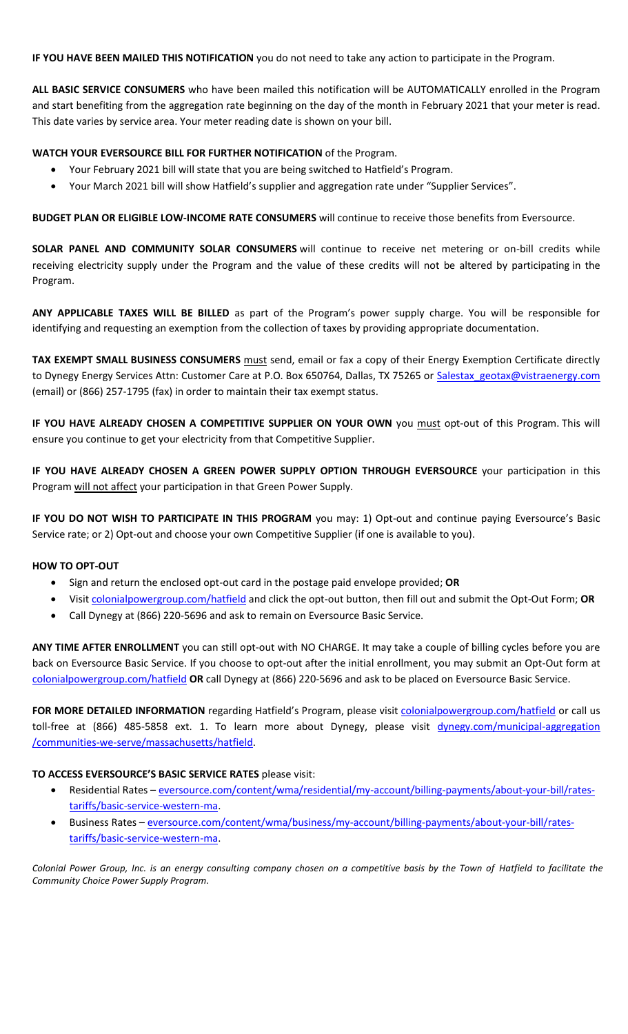**IF YOU HAVE BEEN MAILED THIS NOTIFICATION** you do not need to take any action to participate in the Program.

**ALL BASIC SERVICE CONSUMERS** who have been mailed this notification will be AUTOMATICALLY enrolled in the Program and start benefiting from the aggregation rate beginning on the day of the month in February 2021 that your meter is read. This date varies by service area. Your meter reading date is shown on your bill.

**WATCH YOUR EVERSOURCE BILL FOR FURTHER NOTIFICATION** of the Program.

- Your February 2021 bill will state that you are being switched to Hatfield's Program.
- Your March 2021 bill will show Hatfield's supplier and aggregation rate under "Supplier Services".

**BUDGET PLAN OR ELIGIBLE LOW-INCOME RATE CONSUMERS** will continue to receive those benefits from Eversource.

**SOLAR PANEL AND COMMUNITY SOLAR CONSUMERS** will continue to receive net metering or on-bill credits while receiving electricity supply under the Program and the value of these credits will not be altered by participating in the Program.

**ANY APPLICABLE TAXES WILL BE BILLED** as part of the Program's power supply charge. You will be responsible for identifying and requesting an exemption from the collection of taxes by providing appropriate documentation.

**TAX EXEMPT SMALL BUSINESS CONSUMERS** must send, email or fax a copy of their Energy Exemption Certificate directly to Dynegy Energy Services Attn: Customer Care at P.O. Box 650764, Dallas, TX 75265 or Salestax_geotax@vistraenergy.com (email) or (866) 257-1795 (fax) in order to maintain their tax exempt status.

**IF YOU HAVE ALREADY CHOSEN A COMPETITIVE SUPPLIER ON YOUR OWN** you must opt-out of this Program. This will ensure you continue to get your electricity from that Competitive Supplier.

**IF YOU HAVE ALREADY CHOSEN A GREEN POWER SUPPLY OPTION THROUGH EVERSOURCE** your participation in this Program will not affect your participation in that Green Power Supply.

**IF YOU DO NOT WISH TO PARTICIPATE IN THIS PROGRAM** you may: 1) Opt-out and continue paying Eversource's Basic Service rate; or 2) Opt-out and choose your own Competitive Supplier (if one is available to you).

**HOW TO OPT-OUT**

- Sign and return the enclosed opt-out card in the postage paid envelope provided; **OR**
- Visit colonialpowergroup.com/hatfield and click the opt-out button, then fill out and submit the Opt-Out Form; **OR**
- Call Dynegy at (866) 220-5696 and ask to remain on Eversource Basic Service.

**ANY TIME AFTER ENROLLMENT** you can still opt-out with NO CHARGE. It may take a couple of billing cycles before you are back on Eversource Basic Service. If you choose to opt-out after the initial enrollment, you may submit an Opt-Out form at colonialpowergroup.com/hatfield **OR** call Dynegy at (866) 220-5696 and ask to be placed on Eversource Basic Service.

**FOR MORE DETAILED INFORMATION** regarding Hatfield's Program, please visit colonialpowergroup.com/hatfield or call us toll-free at (866) 485-5858 ext. 1. To learn more about Dynegy, please visit dynegy.com/municipal-aggregation/communities-we-serve/massachusetts/hatfield.

**TO ACCESS EVERSOURCE'S BASIC SERVICE RATES** please visit:

- Residential Rates – eversource.com/content/wma/residential/my-account/billing-payments/about-your-bill/rates-tariffs/basic-service-western-ma.
- Business Rates – eversource.com/content/wma/business/my-account/billing-payments/about-your-bill/rates-tariffs/basic-service-western-ma.

*Colonial Power Group, Inc. is an energy consulting company chosen on a competitive basis by the Town of Hatfield to facilitate the Community Choice Power Supply Program.*